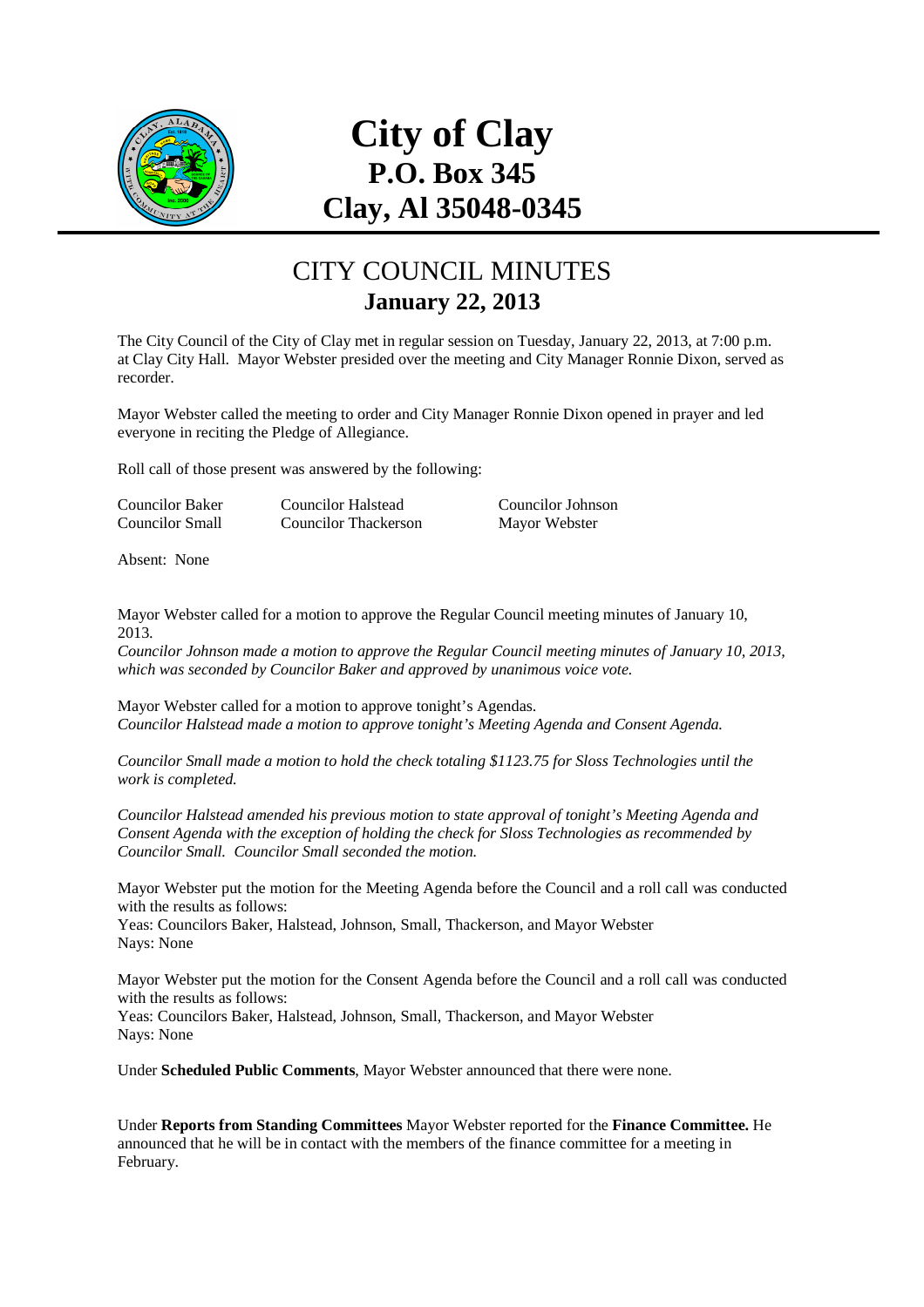# City of Clay
# P.O. Box 345
# Clay, Al 35048-0345

## CITY COUNCIL MINUTES
## January 22, 2013

The City Council of the City of Clay met in regular session on Tuesday, January 22, 2013, at 7:00 p.m. at Clay City Hall. Mayor Webster presided over the meeting and City Manager Ronnie Dixon, served as recorder.

Mayor Webster called the meeting to order and City Manager Ronnie Dixon opened in prayer and led everyone in reciting the Pledge of Allegiance.

Roll call of those present was answered by the following:

| | | |
|---|---|---|
| Councilor Baker | Councilor Halstead | Councilor Johnson |
| Councilor Small | Councilor Thackerson | Mayor Webster |

Absent: None

Mayor Webster called for a motion to approve the Regular Council meeting minutes of January 10, 2013.

*Councilor Johnson made a motion to approve the Regular Council meeting minutes of January 10, 2013, which was seconded by Councilor Baker and approved by unanimous voice vote.*

Mayor Webster called for a motion to approve tonight's Agendas.

*Councilor Halstead made a motion to approve tonight's Meeting Agenda and Consent Agenda.*

*Councilor Small made a motion to hold the check totaling $1123.75 for Sloss Technologies until the work is completed.*

*Councilor Halstead amended his previous motion to state approval of tonight's Meeting Agenda and Consent Agenda with the exception of holding the check for Sloss Technologies as recommended by Councilor Small. Councilor Small seconded the motion.*

Mayor Webster put the motion for the Meeting Agenda before the Council and a roll call was conducted with the results as follows:

Yeas: Councilors Baker, Halstead, Johnson, Small, Thackerson, and Mayor Webster

Nays: None

Mayor Webster put the motion for the Consent Agenda before the Council and a roll call was conducted with the results as follows:

Yeas: Councilors Baker, Halstead, Johnson, Small, Thackerson, and Mayor Webster

Nays: None

Under **Scheduled Public Comments**, Mayor Webster announced that there were none.

Under **Reports from Standing Committees** Mayor Webster reported for the **Finance Committee.** He announced that he will be in contact with the members of the finance committee for a meeting in February.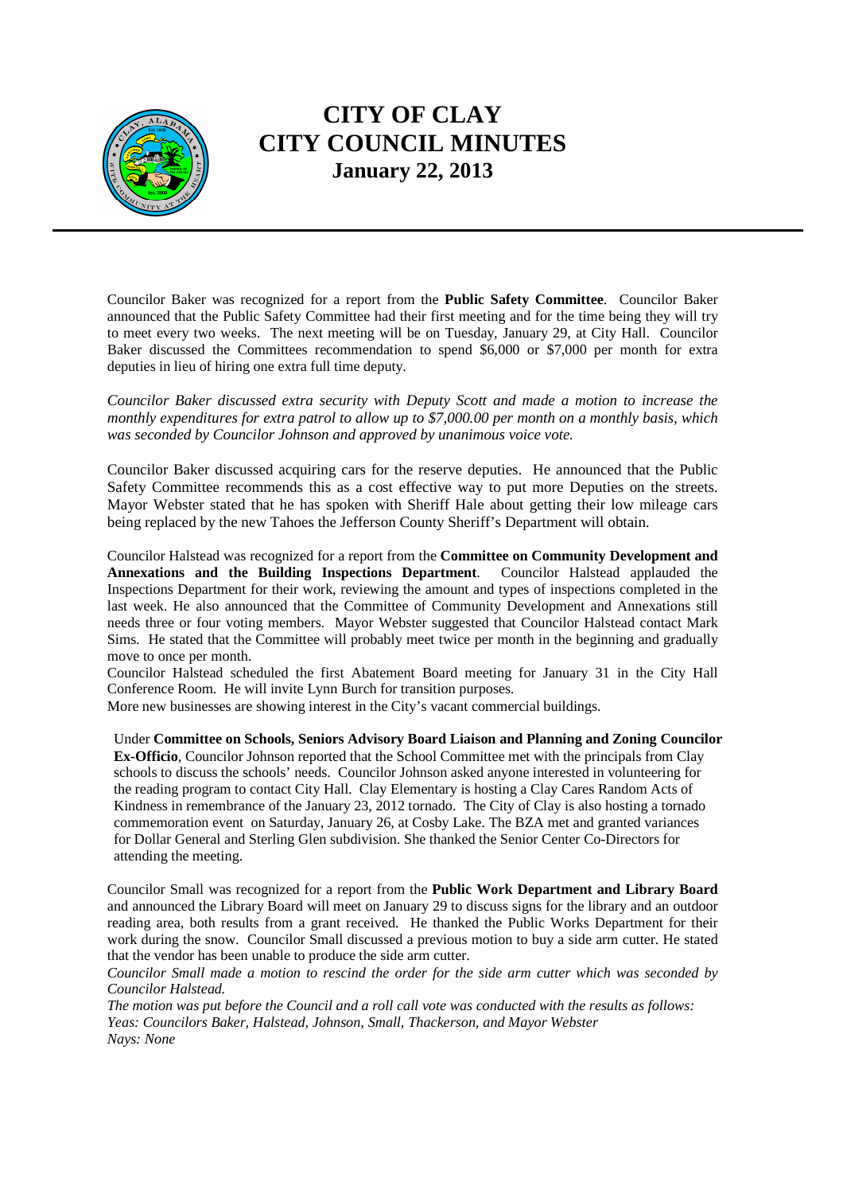# CITY OF CLAY
# CITY COUNCIL MINUTES
### January 22, 2013

Councilor Baker was recognized for a report from the **Public Safety Committee**. Councilor Baker announced that the Public Safety Committee had their first meeting and for the time being they will try to meet every two weeks. The next meeting will be on Tuesday, January 29, at City Hall. Councilor Baker discussed the Committees recommendation to spend $6,000 or $7,000 per month for extra deputies in lieu of hiring one extra full time deputy.

*Councilor Baker discussed extra security with Deputy Scott and made a motion to increase the monthly expenditures for extra patrol to allow up to $7,000.00 per month on a monthly basis, which was seconded by Councilor Johnson and approved by unanimous voice vote.*

Councilor Baker discussed acquiring cars for the reserve deputies. He announced that the Public Safety Committee recommends this as a cost effective way to put more Deputies on the streets. Mayor Webster stated that he has spoken with Sheriff Hale about getting their low mileage cars being replaced by the new Tahoes the Jefferson County Sheriff's Department will obtain.

Councilor Halstead was recognized for a report from the **Committee on Community Development and Annexations and the Building Inspections Department**. Councilor Halstead applauded the Inspections Department for their work, reviewing the amount and types of inspections completed in the last week. He also announced that the Committee of Community Development and Annexations still needs three or four voting members. Mayor Webster suggested that Councilor Halstead contact Mark Sims. He stated that the Committee will probably meet twice per month in the beginning and gradually move to once per month.

Councilor Halstead scheduled the first Abatement Board meeting for January 31 in the City Hall Conference Room. He will invite Lynn Burch for transition purposes.

More new businesses are showing interest in the City's vacant commercial buildings.

Under **Committee on Schools, Seniors Advisory Board Liaison and Planning and Zoning Councilor Ex-Officio**, Councilor Johnson reported that the School Committee met with the principals from Clay schools to discuss the schools' needs. Councilor Johnson asked anyone interested in volunteering for the reading program to contact City Hall. Clay Elementary is hosting a Clay Cares Random Acts of Kindness in remembrance of the January 23, 2012 tornado. The City of Clay is also hosting a tornado commemoration event on Saturday, January 26, at Cosby Lake. The BZA met and granted variances for Dollar General and Sterling Glen subdivision. She thanked the Senior Center Co-Directors for attending the meeting.

Councilor Small was recognized for a report from the **Public Work Department and Library Board** and announced the Library Board will meet on January 29 to discuss signs for the library and an outdoor reading area, both results from a grant received. He thanked the Public Works Department for their work during the snow. Councilor Small discussed a previous motion to buy a side arm cutter. He stated that the vendor has been unable to produce the side arm cutter.

*Councilor Small made a motion to rescind the order for the side arm cutter which was seconded by Councilor Halstead.*

*The motion was put before the Council and a roll call vote was conducted with the results as follows:*
*Yeas: Councilors Baker, Halstead, Johnson, Small, Thackerson, and Mayor Webster*
*Nays: None*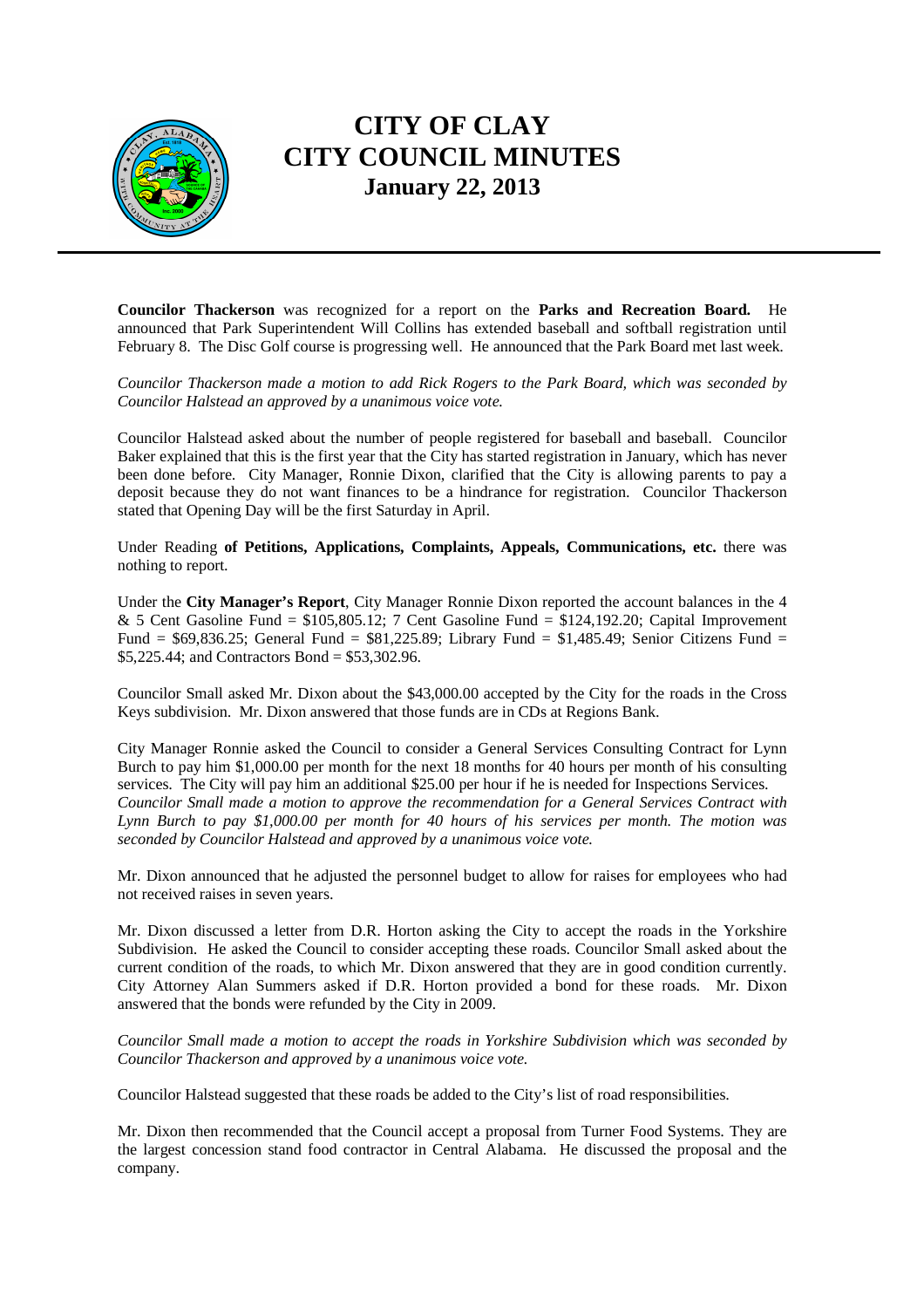**Councilor Thackerson** was recognized for a report on the **Parks and Recreation Board.** He announced that Park Superintendent Will Collins has extended baseball and softball registration until February 8. The Disc Golf course is progressing well. He announced that the Park Board met last week.

*Councilor Thackerson made a motion to add Rick Rogers to the Park Board, which was seconded by Councilor Halstead an approved by a unanimous voice vote.*

Councilor Halstead asked about the number of people registered for baseball and baseball. Councilor Baker explained that this is the first year that the City has started registration in January, which has never been done before. City Manager, Ronnie Dixon, clarified that the City is allowing parents to pay a deposit because they do not want finances to be a hindrance for registration. Councilor Thackerson stated that Opening Day will be the first Saturday in April.

Under Reading **of Petitions, Applications, Complaints, Appeals, Communications, etc.** there was nothing to report.

Under the **City Manager's Report**, City Manager Ronnie Dixon reported the account balances in the 4 & 5 Cent Gasoline Fund = $105,805.12; 7 Cent Gasoline Fund = $124,192.20; Capital Improvement Fund = $69,836.25; General Fund = $81,225.89; Library Fund = $1,485.49; Senior Citizens Fund = $5,225.44; and Contractors Bond = $53,302.96.

Councilor Small asked Mr. Dixon about the $43,000.00 accepted by the City for the roads in the Cross Keys subdivision. Mr. Dixon answered that those funds are in CDs at Regions Bank.

City Manager Ronnie asked the Council to consider a General Services Consulting Contract for Lynn Burch to pay him $1,000.00 per month for the next 18 months for 40 hours per month of his consulting services. The City will pay him an additional $25.00 per hour if he is needed for Inspections Services.
*Councilor Small made a motion to approve the recommendation for a General Services Contract with Lynn Burch to pay $1,000.00 per month for 40 hours of his services per month. The motion was seconded by Councilor Halstead and approved by a unanimous voice vote.*

Mr. Dixon announced that he adjusted the personnel budget to allow for raises for employees who had not received raises in seven years.

Mr. Dixon discussed a letter from D.R. Horton asking the City to accept the roads in the Yorkshire Subdivision. He asked the Council to consider accepting these roads. Councilor Small asked about the current condition of the roads, to which Mr. Dixon answered that they are in good condition currently. City Attorney Alan Summers asked if D.R. Horton provided a bond for these roads. Mr. Dixon answered that the bonds were refunded by the City in 2009.

*Councilor Small made a motion to accept the roads in Yorkshire Subdivision which was seconded by Councilor Thackerson and approved by a unanimous voice vote.*

Councilor Halstead suggested that these roads be added to the City's list of road responsibilities.

Mr. Dixon then recommended that the Council accept a proposal from Turner Food Systems. They are the largest concession stand food contractor in Central Alabama. He discussed the proposal and the company.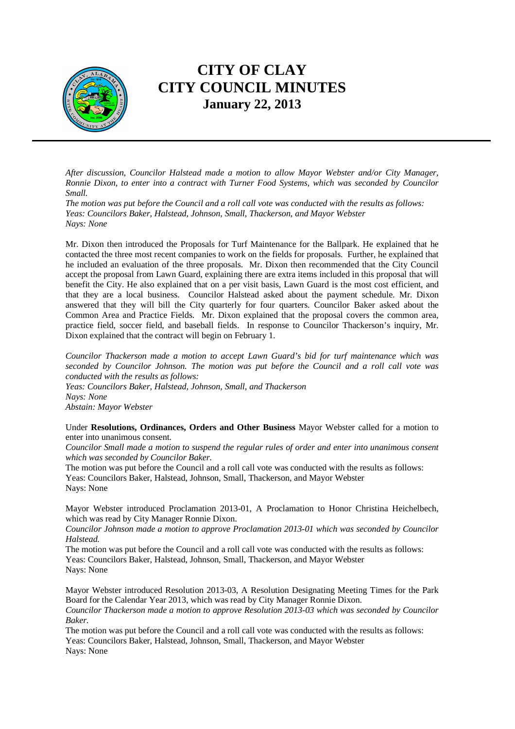*After discussion, Councilor Halstead made a motion to allow Mayor Webster and/or City Manager, Ronnie Dixon, to enter into a contract with Turner Food Systems, which was seconded by Councilor Small.*
*The motion was put before the Council and a roll call vote was conducted with the results as follows:*
*Yeas: Councilors Baker, Halstead, Johnson, Small, Thackerson, and Mayor Webster*
*Nays: None*

Mr. Dixon then introduced the Proposals for Turf Maintenance for the Ballpark. He explained that he contacted the three most recent companies to work on the fields for proposals. Further, he explained that he included an evaluation of the three proposals. Mr. Dixon then recommended that the City Council accept the proposal from Lawn Guard, explaining there are extra items included in this proposal that will benefit the City. He also explained that on a per visit basis, Lawn Guard is the most cost efficient, and that they are a local business. Councilor Halstead asked about the payment schedule. Mr. Dixon answered that they will bill the City quarterly for four quarters. Councilor Baker asked about the Common Area and Practice Fields. Mr. Dixon explained that the proposal covers the common area, practice field, soccer field, and baseball fields. In response to Councilor Thackerson's inquiry, Mr. Dixon explained that the contract will begin on February 1.

*Councilor Thackerson made a motion to accept Lawn Guard's bid for turf maintenance which was seconded by Councilor Johnson. The motion was put before the Council and a roll call vote was conducted with the results as follows:*
*Yeas: Councilors Baker, Halstead, Johnson, Small, and Thackerson*
*Nays: None*
*Abstain: Mayor Webster*

Under **Resolutions, Ordinances, Orders and Other Business** Mayor Webster called for a motion to enter into unanimous consent.
*Councilor Small made a motion to suspend the regular rules of order and enter into unanimous consent which was seconded by Councilor Baker.*
The motion was put before the Council and a roll call vote was conducted with the results as follows:
Yeas: Councilors Baker, Halstead, Johnson, Small, Thackerson, and Mayor Webster
Nays: None

Mayor Webster introduced Proclamation 2013-01, A Proclamation to Honor Christina Heichelbech, which was read by City Manager Ronnie Dixon.
*Councilor Johnson made a motion to approve Proclamation 2013-01 which was seconded by Councilor Halstead.*
The motion was put before the Council and a roll call vote was conducted with the results as follows:
Yeas: Councilors Baker, Halstead, Johnson, Small, Thackerson, and Mayor Webster
Nays: None

Mayor Webster introduced Resolution 2013-03, A Resolution Designating Meeting Times for the Park Board for the Calendar Year 2013, which was read by City Manager Ronnie Dixon.
*Councilor Thackerson made a motion to approve Resolution 2013-03 which was seconded by Councilor Baker.*
The motion was put before the Council and a roll call vote was conducted with the results as follows:
Yeas: Councilors Baker, Halstead, Johnson, Small, Thackerson, and Mayor Webster
Nays: None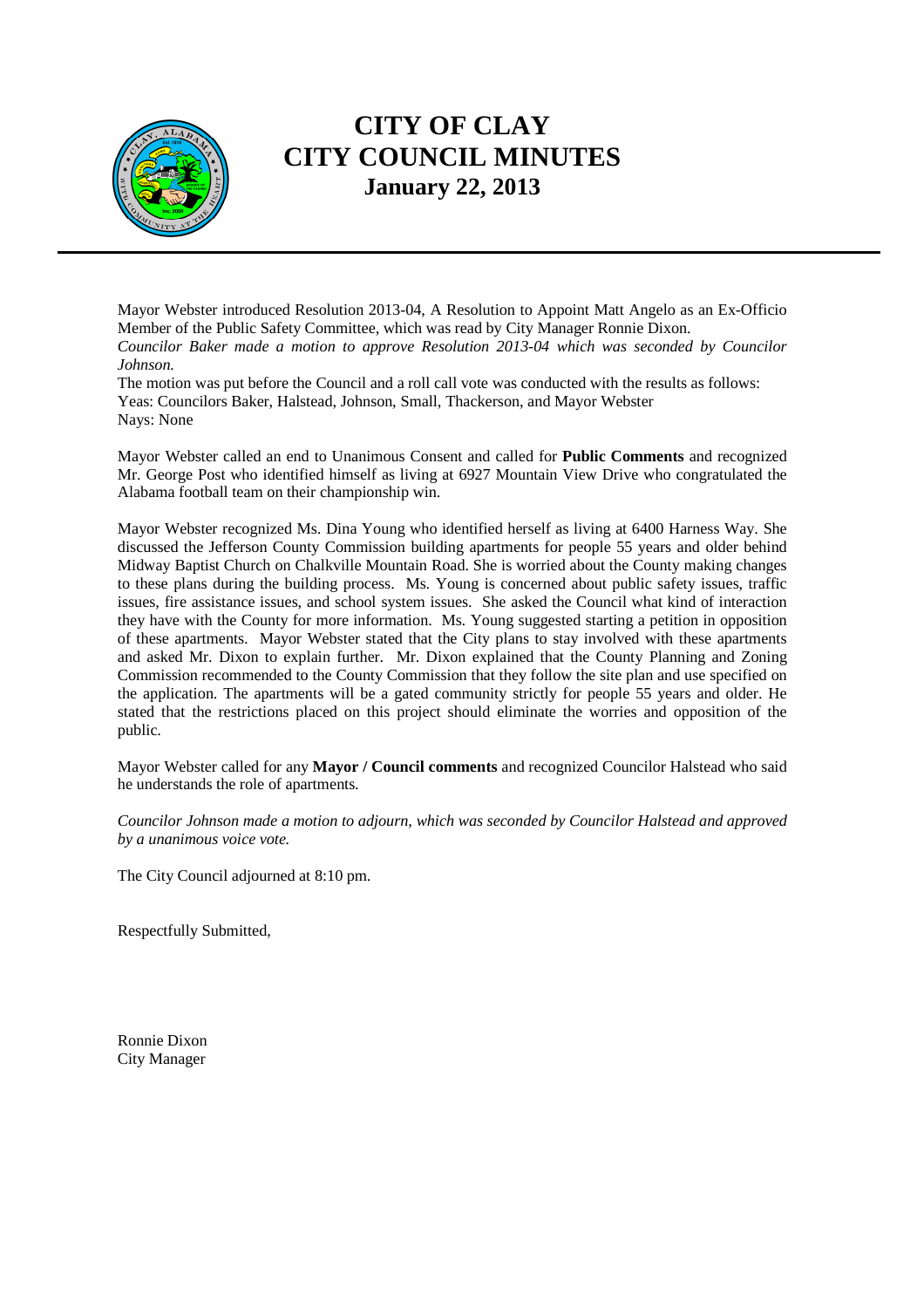# CITY OF CLAY
# CITY COUNCIL MINUTES
## January 22, 2013

Mayor Webster introduced Resolution 2013-04, A Resolution to Appoint Matt Angelo as an Ex-Officio Member of the Public Safety Committee, which was read by City Manager Ronnie Dixon.
*Councilor Baker made a motion to approve Resolution 2013-04 which was seconded by Councilor Johnson.*
The motion was put before the Council and a roll call vote was conducted with the results as follows:
Yeas: Councilors Baker, Halstead, Johnson, Small, Thackerson, and Mayor Webster
Nays: None

Mayor Webster called an end to Unanimous Consent and called for **Public Comments** and recognized Mr. George Post who identified himself as living at 6927 Mountain View Drive who congratulated the Alabama football team on their championship win.

Mayor Webster recognized Ms. Dina Young who identified herself as living at 6400 Harness Way. She discussed the Jefferson County Commission building apartments for people 55 years and older behind Midway Baptist Church on Chalkville Mountain Road. She is worried about the County making changes to these plans during the building process. Ms. Young is concerned about public safety issues, traffic issues, fire assistance issues, and school system issues. She asked the Council what kind of interaction they have with the County for more information. Ms. Young suggested starting a petition in opposition of these apartments. Mayor Webster stated that the City plans to stay involved with these apartments and asked Mr. Dixon to explain further. Mr. Dixon explained that the County Planning and Zoning Commission recommended to the County Commission that they follow the site plan and use specified on the application. The apartments will be a gated community strictly for people 55 years and older. He stated that the restrictions placed on this project should eliminate the worries and opposition of the public.

Mayor Webster called for any **Mayor / Council comments** and recognized Councilor Halstead who said he understands the role of apartments.

*Councilor Johnson made a motion to adjourn, which was seconded by Councilor Halstead and approved by a unanimous voice vote.*

The City Council adjourned at 8:10 pm.

Respectfully Submitted,

Ronnie Dixon
City Manager